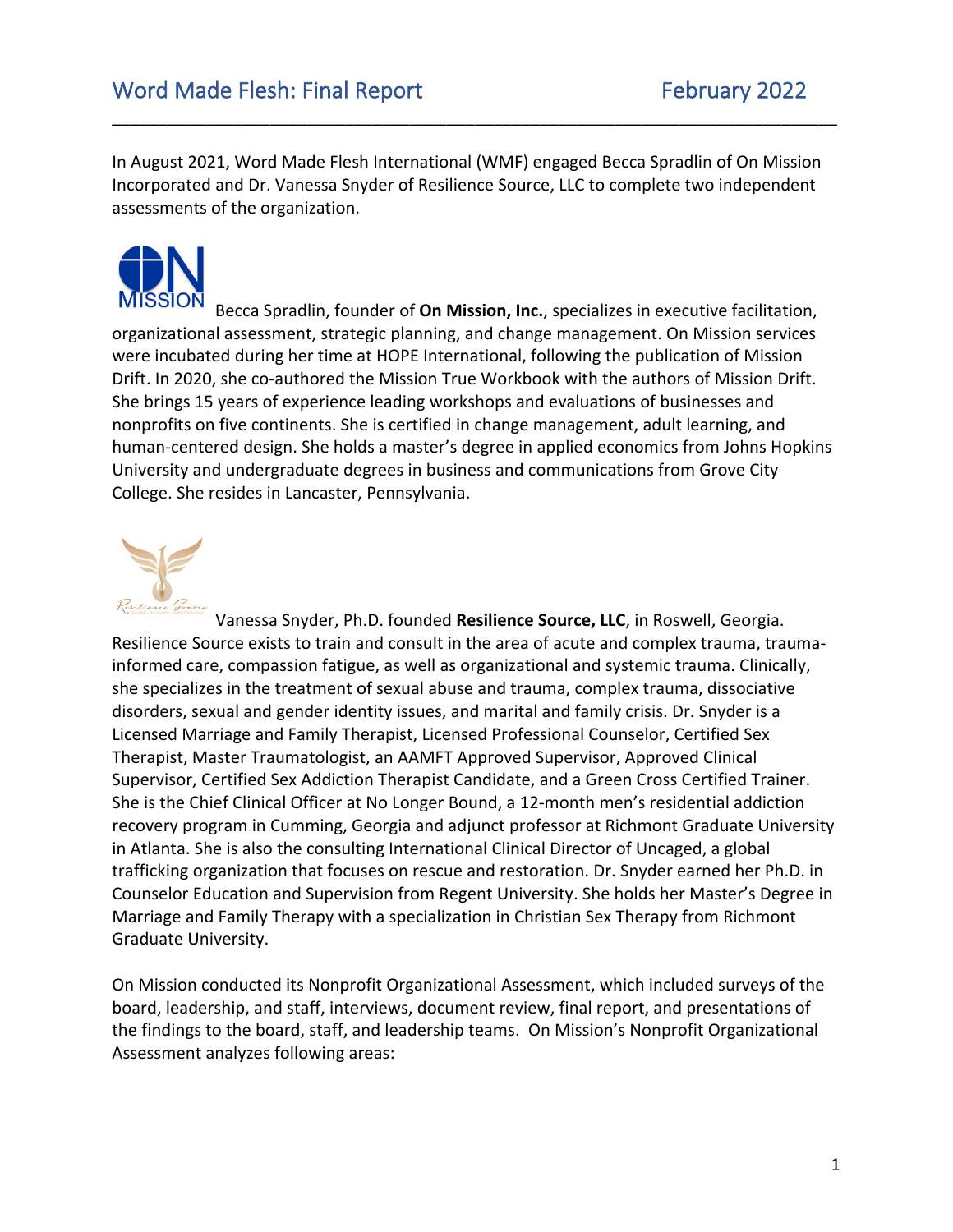In August 2021, Word Made Flesh International (WMF) engaged Becca Spradlin of On Mission Incorporated and Dr. Vanessa Snyder of Resilience Source, LLC to complete two independent assessments of the organization.

Becca Spradlin, founder of **On Mission, Inc.**, specializes in executive facilitation, organizational assessment, strategic planning, and change management. On Mission services were incubated during her time at HOPE International, following the publication of Mission Drift. In 2020, she co-authored the Mission True Workbook with the authors of Mission Drift. She brings 15 years of experience leading workshops and evaluations of businesses and nonprofits on five continents. She is certified in change management, adult learning, and human-centered design. She holds a master's degree in applied economics from Johns Hopkins University and undergraduate degrees in business and communications from Grove City College. She resides in Lancaster, Pennsylvania.

Vanessa Snyder, Ph.D. founded **Resilience Source, LLC**, in Roswell, Georgia. Resilience Source exists to train and consult in the area of acute and complex trauma, trauma-informed care, compassion fatigue, as well as organizational and systemic trauma. Clinically, she specializes in the treatment of sexual abuse and trauma, complex trauma, dissociative disorders, sexual and gender identity issues, and marital and family crisis. Dr. Snyder is a Licensed Marriage and Family Therapist, Licensed Professional Counselor, Certified Sex Therapist, Master Traumatologist, an AAMFT Approved Supervisor, Approved Clinical Supervisor, Certified Sex Addiction Therapist Candidate, and a Green Cross Certified Trainer. She is the Chief Clinical Officer at No Longer Bound, a 12-month men's residential addiction recovery program in Cumming, Georgia and adjunct professor at Richmont Graduate University in Atlanta. She is also the consulting International Clinical Director of Uncaged, a global trafficking organization that focuses on rescue and restoration. Dr. Snyder earned her Ph.D. in Counselor Education and Supervision from Regent University. She holds her Master's Degree in Marriage and Family Therapy with a specialization in Christian Sex Therapy from Richmont Graduate University.

On Mission conducted its Nonprofit Organizational Assessment, which included surveys of the board, leadership, and staff, interviews, document review, final report, and presentations of the findings to the board, staff, and leadership teams. On Mission's Nonprofit Organizational Assessment analyzes following areas: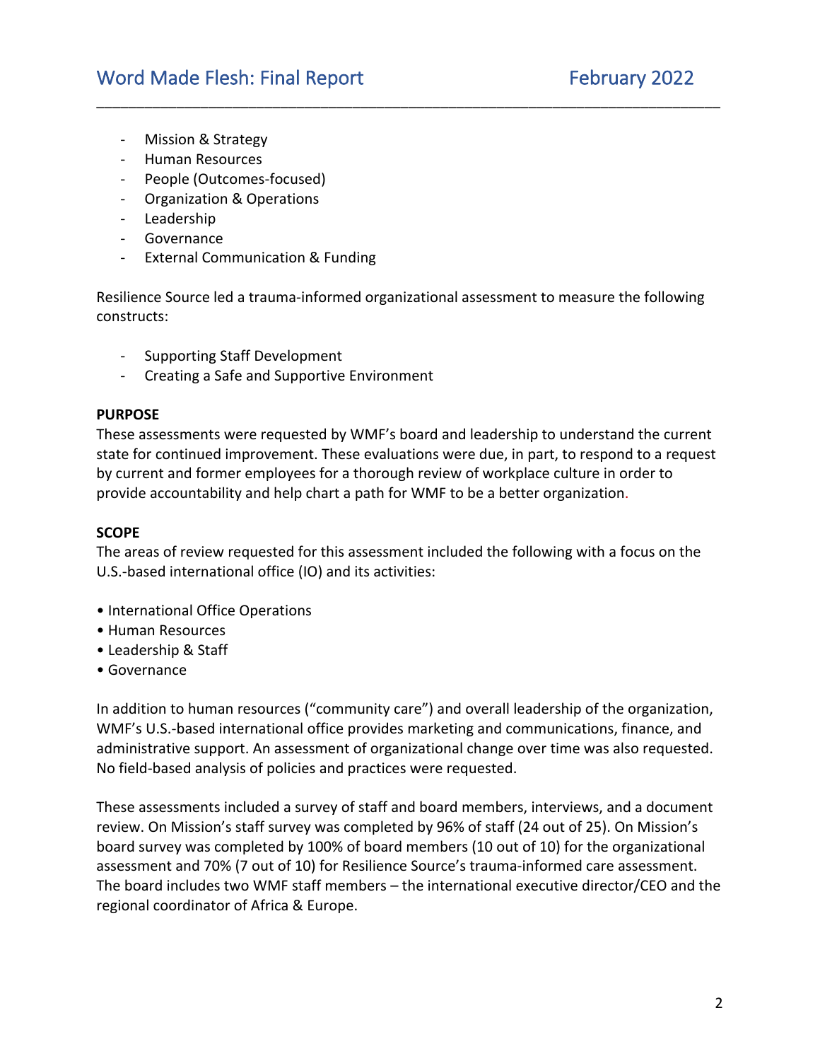- Mission & Strategy
- Human Resources
- People (Outcomes-focused)
- Organization & Operations
- Leadership
- Governance
- External Communication & Funding

Resilience Source led a trauma-informed organizational assessment to measure the following constructs:

- Supporting Staff Development
- Creating a Safe and Supportive Environment

**PURPOSE**

These assessments were requested by WMF's board and leadership to understand the current state for continued improvement. These evaluations were due, in part, to respond to a request by current and former employees for a thorough review of workplace culture in order to provide accountability and help chart a path for WMF to be a better organization.

**SCOPE**

The areas of review requested for this assessment included the following with a focus on the U.S.-based international office (IO) and its activities:

- International Office Operations
- Human Resources
- Leadership & Staff
- Governance

In addition to human resources ("community care") and overall leadership of the organization, WMF's U.S.-based international office provides marketing and communications, finance, and administrative support. An assessment of organizational change over time was also requested. No field-based analysis of policies and practices were requested.

These assessments included a survey of staff and board members, interviews, and a document review. On Mission's staff survey was completed by 96% of staff (24 out of 25). On Mission's board survey was completed by 100% of board members (10 out of 10) for the organizational assessment and 70% (7 out of 10) for Resilience Source's trauma-informed care assessment. The board includes two WMF staff members – the international executive director/CEO and the regional coordinator of Africa & Europe.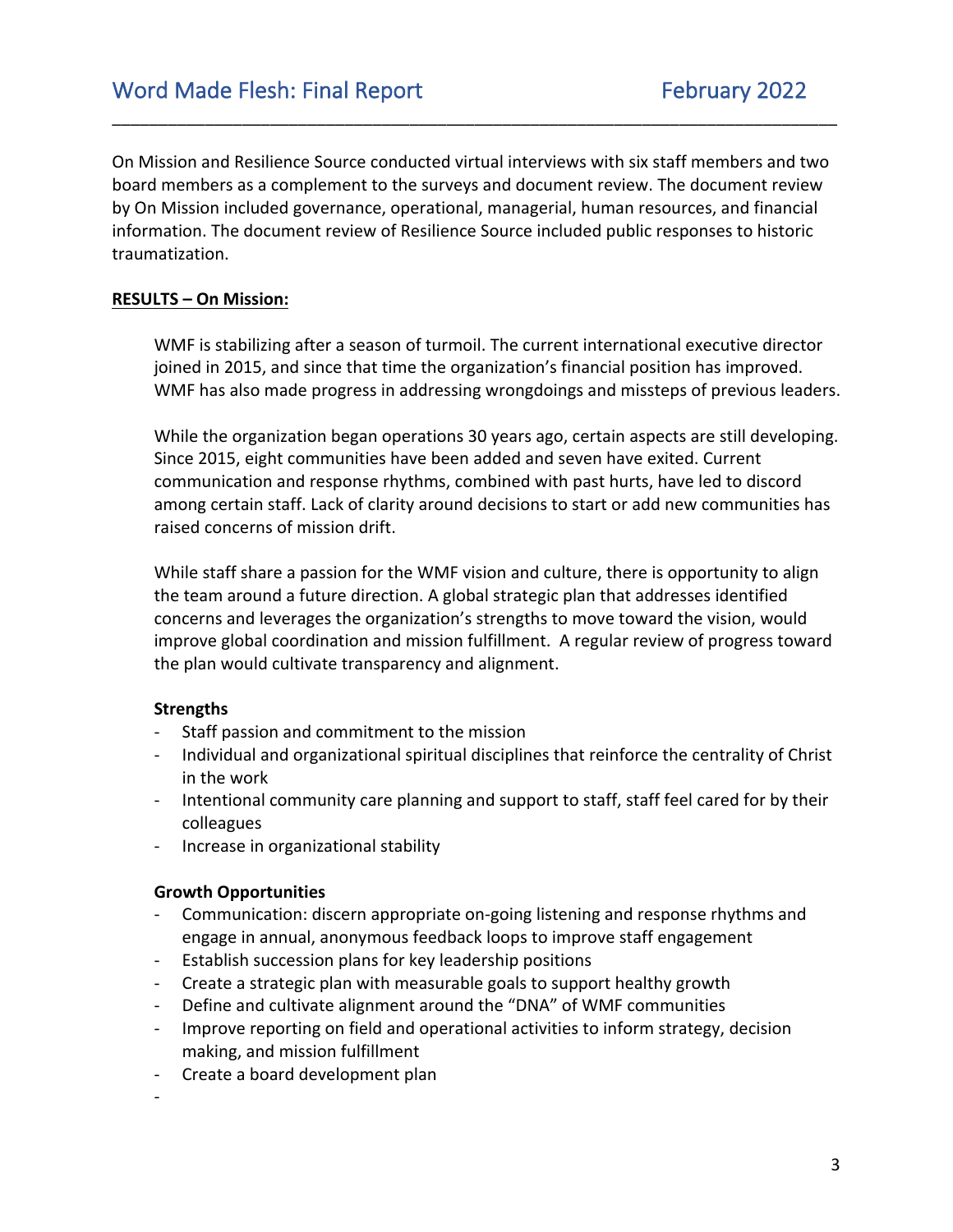On Mission and Resilience Source conducted virtual interviews with six staff members and two board members as a complement to the surveys and document review. The document review by On Mission included governance, operational, managerial, human resources, and financial information. The document review of Resilience Source included public responses to historic traumatization.

**RESULTS – On Mission:**

WMF is stabilizing after a season of turmoil. The current international executive director joined in 2015, and since that time the organization's financial position has improved. WMF has also made progress in addressing wrongdoings and missteps of previous leaders.

While the organization began operations 30 years ago, certain aspects are still developing. Since 2015, eight communities have been added and seven have exited. Current communication and response rhythms, combined with past hurts, have led to discord among certain staff. Lack of clarity around decisions to start or add new communities has raised concerns of mission drift.

While staff share a passion for the WMF vision and culture, there is opportunity to align the team around a future direction. A global strategic plan that addresses identified concerns and leverages the organization's strengths to move toward the vision, would improve global coordination and mission fulfillment. A regular review of progress toward the plan would cultivate transparency and alignment.

**Strengths**

- Staff passion and commitment to the mission
- Individual and organizational spiritual disciplines that reinforce the centrality of Christ in the work
- Intentional community care planning and support to staff, staff feel cared for by their colleagues
- Increase in organizational stability

**Growth Opportunities**

- Communication: discern appropriate on-going listening and response rhythms and engage in annual, anonymous feedback loops to improve staff engagement
- Establish succession plans for key leadership positions
- Create a strategic plan with measurable goals to support healthy growth
- Define and cultivate alignment around the "DNA" of WMF communities
- Improve reporting on field and operational activities to inform strategy, decision making, and mission fulfillment
- Create a board development plan
-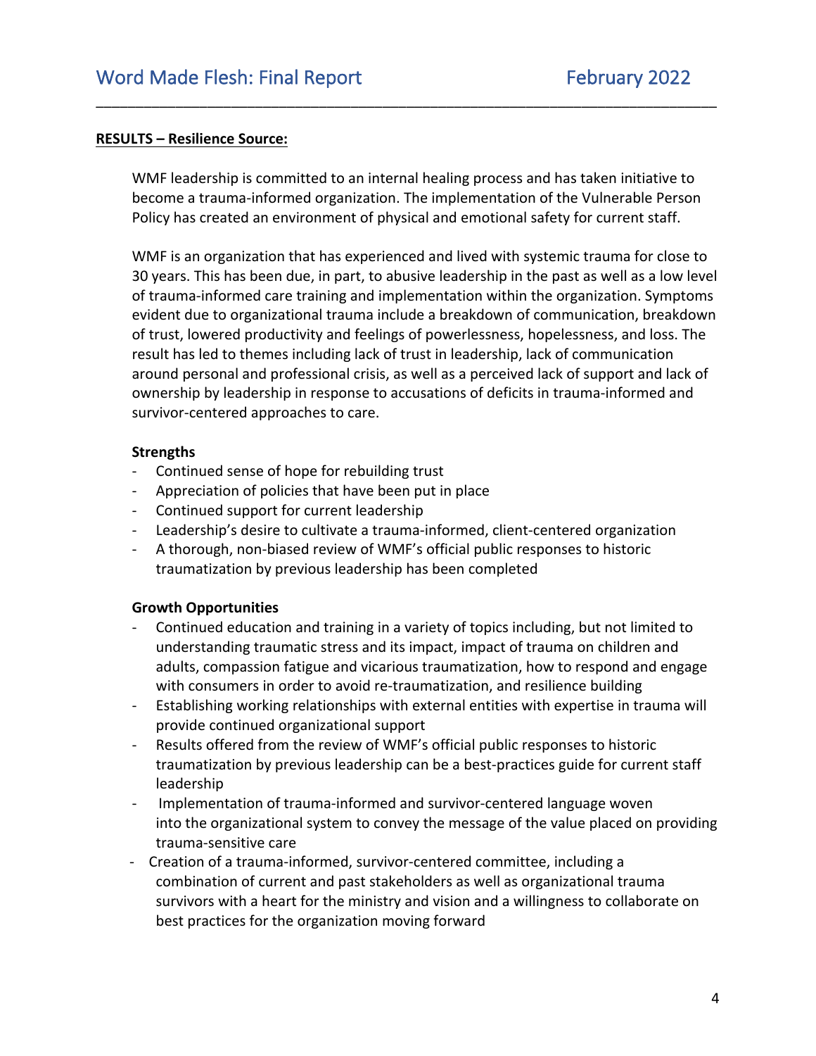**RESULTS – Resilience Source:**

WMF leadership is committed to an internal healing process and has taken initiative to become a trauma-informed organization. The implementation of the Vulnerable Person Policy has created an environment of physical and emotional safety for current staff.

WMF is an organization that has experienced and lived with systemic trauma for close to 30 years. This has been due, in part, to abusive leadership in the past as well as a low level of trauma-informed care training and implementation within the organization. Symptoms evident due to organizational trauma include a breakdown of communication, breakdown of trust, lowered productivity and feelings of powerlessness, hopelessness, and loss. The result has led to themes including lack of trust in leadership, lack of communication around personal and professional crisis, as well as a perceived lack of support and lack of ownership by leadership in response to accusations of deficits in trauma-informed and survivor-centered approaches to care.

**Strengths**

- Continued sense of hope for rebuilding trust
- Appreciation of policies that have been put in place
- Continued support for current leadership
- Leadership's desire to cultivate a trauma-informed, client-centered organization
- A thorough, non-biased review of WMF's official public responses to historic traumatization by previous leadership has been completed

**Growth Opportunities**

- Continued education and training in a variety of topics including, but not limited to understanding traumatic stress and its impact, impact of trauma on children and adults, compassion fatigue and vicarious traumatization, how to respond and engage with consumers in order to avoid re-traumatization, and resilience building
- Establishing working relationships with external entities with expertise in trauma will provide continued organizational support
- Results offered from the review of WMF's official public responses to historic traumatization by previous leadership can be a best-practices guide for current staff leadership
- Implementation of trauma-informed and survivor-centered language woven into the organizational system to convey the message of the value placed on providing trauma-sensitive care
- Creation of a trauma-informed, survivor-centered committee, including a combination of current and past stakeholders as well as organizational trauma survivors with a heart for the ministry and vision and a willingness to collaborate on best practices for the organization moving forward